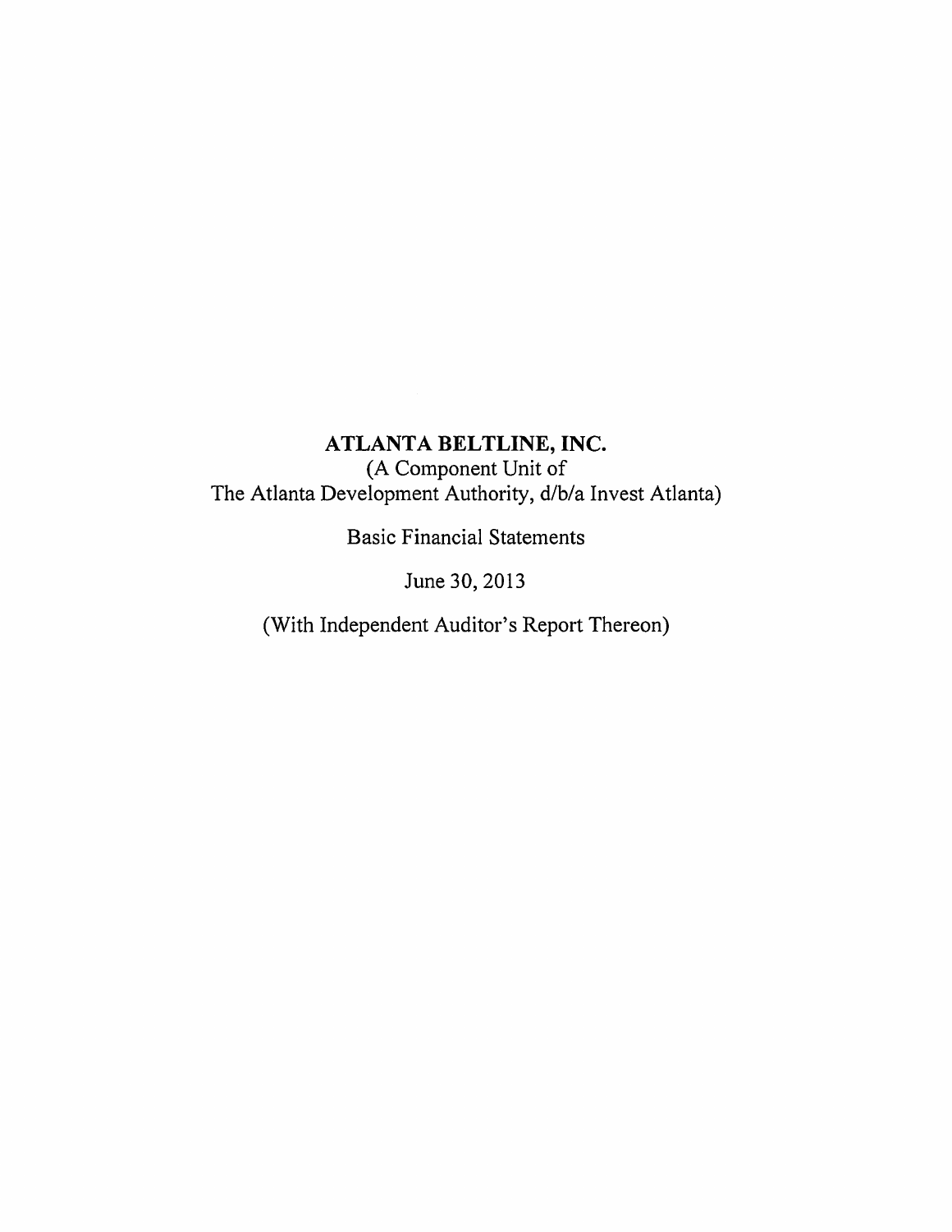# ATLANTA BELTLINE, INC.

(A Component Unit of
The Atlanta Development Authority, d/b/a Invest Atlanta)

Basic Financial Statements

June 30, 2013

(With Independent Auditor's Report Thereon)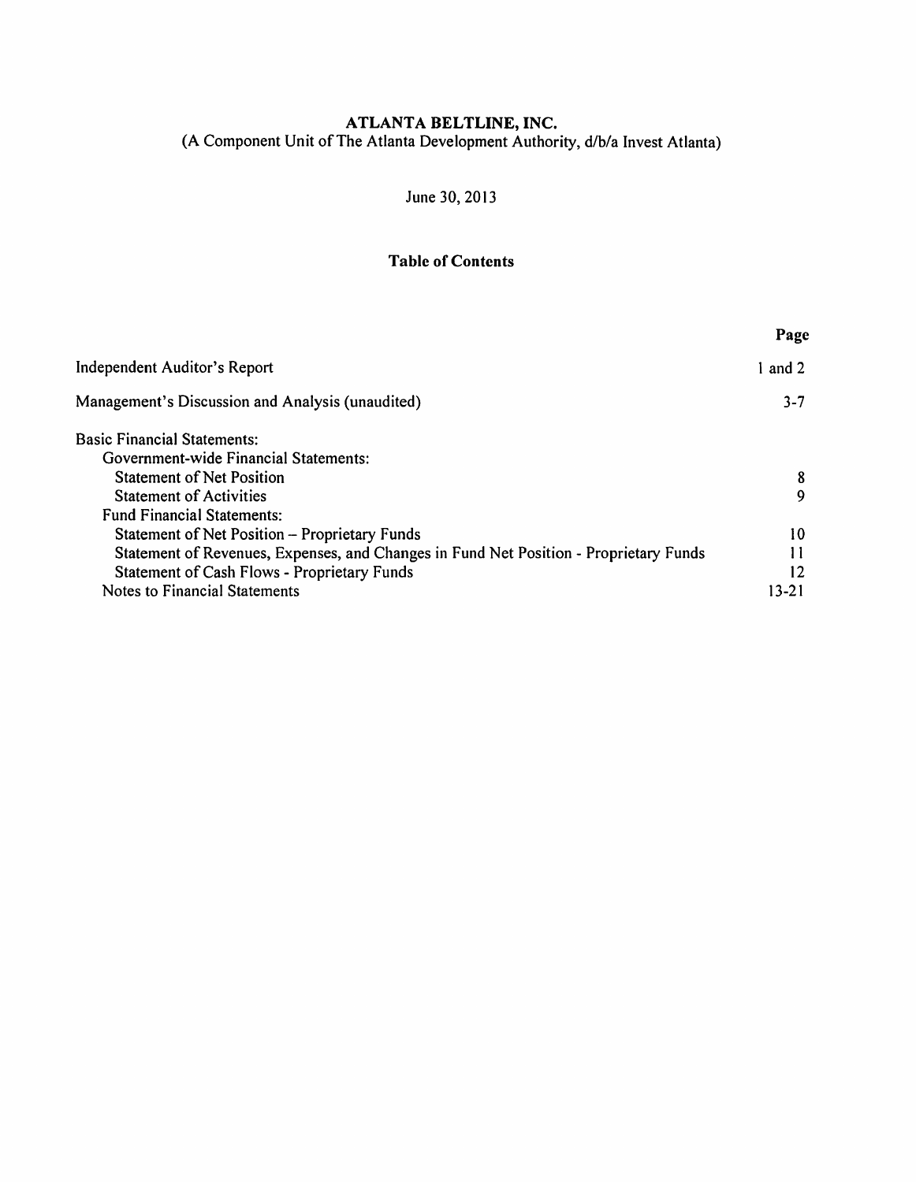# ATLANTA BELTLINE, INC.

(A Component Unit of The Atlanta Development Authority, d/b/a Invest Atlanta)

June 30, 2013

## Table of Contents

| | Page |
|---|---|
| Independent Auditor's Report | 1 and 2 |
| Management's Discussion and Analysis (unaudited) | 3-7 |
| Basic Financial Statements: | |
| Government-wide Financial Statements: | |
| Statement of Net Position | 8 |
| Statement of Activities | 9 |
| Fund Financial Statements: | |
| Statement of Net Position – Proprietary Funds | 10 |
| Statement of Revenues, Expenses, and Changes in Fund Net Position - Proprietary Funds | 11 |
| Statement of Cash Flows - Proprietary Funds | 12 |
| Notes to Financial Statements | 13-21 |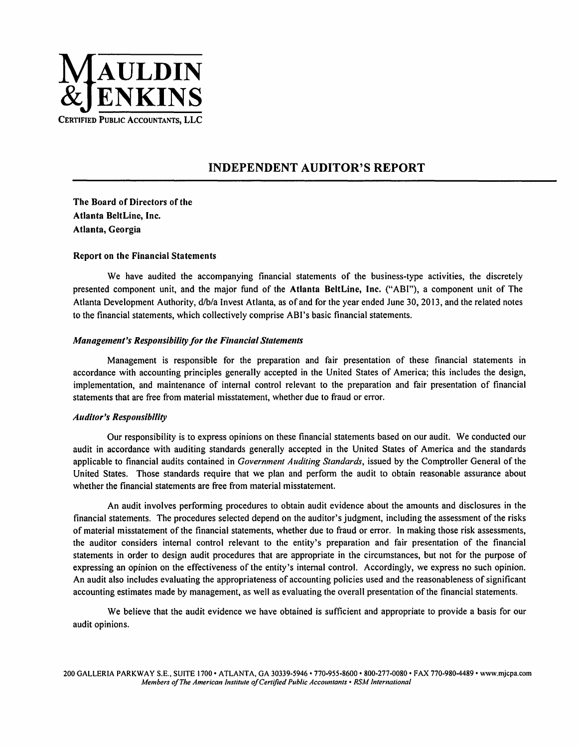**MAULDIN & JENKINS**
CERTIFIED PUBLIC ACCOUNTANTS, LLC

# INDEPENDENT AUDITOR'S REPORT

**The Board of Directors of the**
**Atlanta BeltLine, Inc.**
**Atlanta, Georgia**

**Report on the Financial Statements**

We have audited the accompanying financial statements of the business-type activities, the discretely presented component unit, and the major fund of the **Atlanta BeltLine, Inc.** ("ABI"), a component unit of The Atlanta Development Authority, d/b/a Invest Atlanta, as of and for the year ended June 30, 2013, and the related notes to the financial statements, which collectively comprise ABI's basic financial statements.

***Management's Responsibility for the Financial Statements***

Management is responsible for the preparation and fair presentation of these financial statements in accordance with accounting principles generally accepted in the United States of America; this includes the design, implementation, and maintenance of internal control relevant to the preparation and fair presentation of financial statements that are free from material misstatement, whether due to fraud or error.

***Auditor's Responsibility***

Our responsibility is to express opinions on these financial statements based on our audit. We conducted our audit in accordance with auditing standards generally accepted in the United States of America and the standards applicable to financial audits contained in *Government Auditing Standards*, issued by the Comptroller General of the United States. Those standards require that we plan and perform the audit to obtain reasonable assurance about whether the financial statements are free from material misstatement.

An audit involves performing procedures to obtain audit evidence about the amounts and disclosures in the financial statements. The procedures selected depend on the auditor's judgment, including the assessment of the risks of material misstatement of the financial statements, whether due to fraud or error. In making those risk assessments, the auditor considers internal control relevant to the entity's preparation and fair presentation of the financial statements in order to design audit procedures that are appropriate in the circumstances, but not for the purpose of expressing an opinion on the effectiveness of the entity's internal control. Accordingly, we express no such opinion. An audit also includes evaluating the appropriateness of accounting policies used and the reasonableness of significant accounting estimates made by management, as well as evaluating the overall presentation of the financial statements.

We believe that the audit evidence we have obtained is sufficient and appropriate to provide a basis for our audit opinions.

200 GALLERIA PARKWAY S.E., SUITE 1700 • ATLANTA, GA 30339-5946 • 770-955-8600 • 800-277-0080 • FAX 770-980-4489 • www.mjcpa.com
*Members of The American Institute of Certified Public Accountants • RSM International*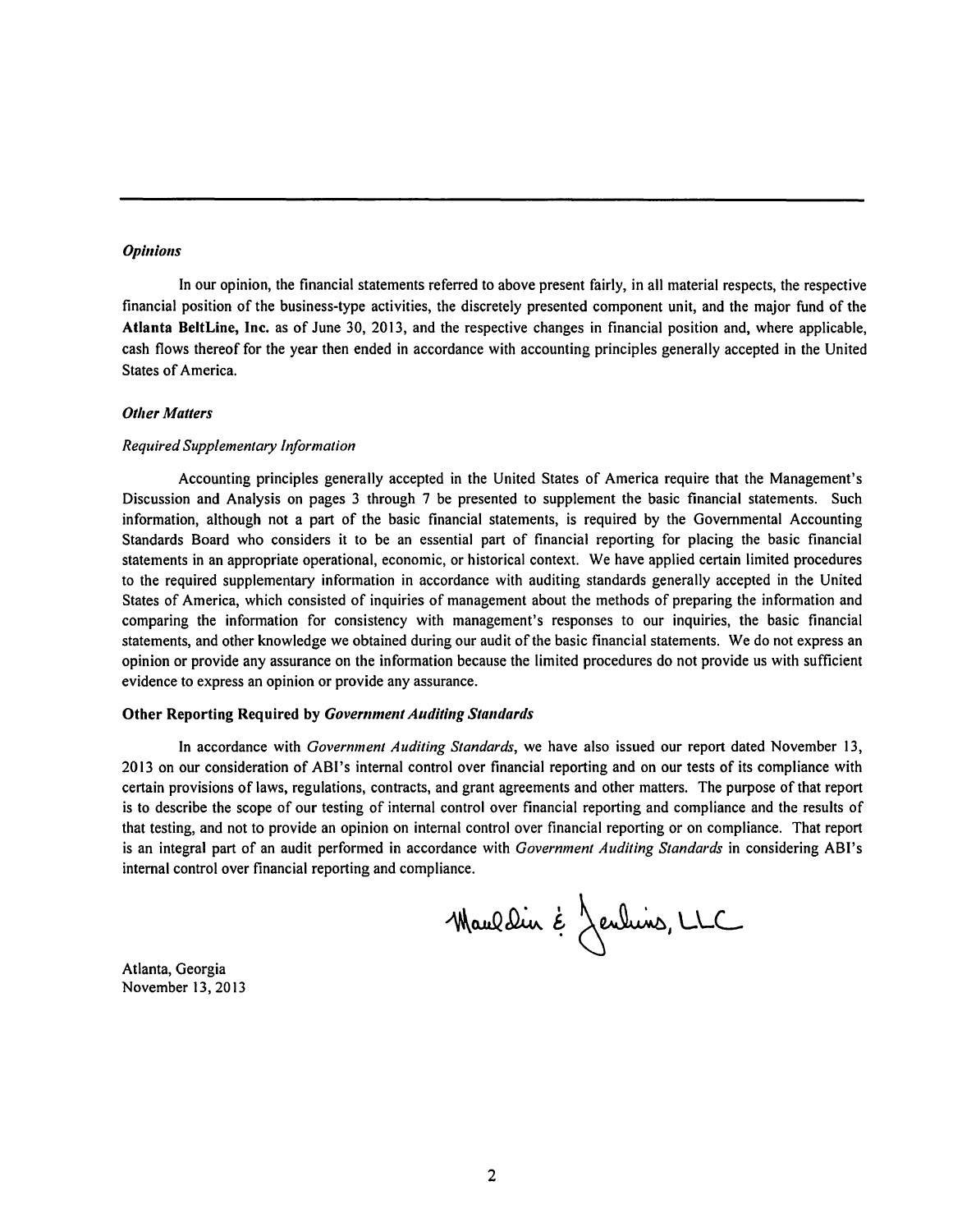---

### *Opinions*

In our opinion, the financial statements referred to above present fairly, in all material respects, the respective financial position of the business-type activities, the discretely presented component unit, and the major fund of the **Atlanta BeltLine, Inc.** as of June 30, 2013, and the respective changes in financial position and, where applicable, cash flows thereof for the year then ended in accordance with accounting principles generally accepted in the United States of America.

### *Other Matters*

#### *Required Supplementary Information*

Accounting principles generally accepted in the United States of America require that the Management's Discussion and Analysis on pages 3 through 7 be presented to supplement the basic financial statements. Such information, although not a part of the basic financial statements, is required by the Governmental Accounting Standards Board who considers it to be an essential part of financial reporting for placing the basic financial statements in an appropriate operational, economic, or historical context. We have applied certain limited procedures to the required supplementary information in accordance with auditing standards generally accepted in the United States of America, which consisted of inquiries of management about the methods of preparing the information and comparing the information for consistency with management's responses to our inquiries, the basic financial statements, and other knowledge we obtained during our audit of the basic financial statements. We do not express an opinion or provide any assurance on the information because the limited procedures do not provide us with sufficient evidence to express an opinion or provide any assurance.

### Other Reporting Required by *Government Auditing Standards*

In accordance with *Government Auditing Standards*, we have also issued our report dated November 13, 2013 on our consideration of ABI's internal control over financial reporting and on our tests of its compliance with certain provisions of laws, regulations, contracts, and grant agreements and other matters. The purpose of that report is to describe the scope of our testing of internal control over financial reporting and compliance and the results of that testing, and not to provide an opinion on internal control over financial reporting or on compliance. That report is an integral part of an audit performed in accordance with *Government Auditing Standards* in considering ABI's internal control over financial reporting and compliance.

Mauldin & Jenkins, LLC

Atlanta, Georgia
November 13, 2013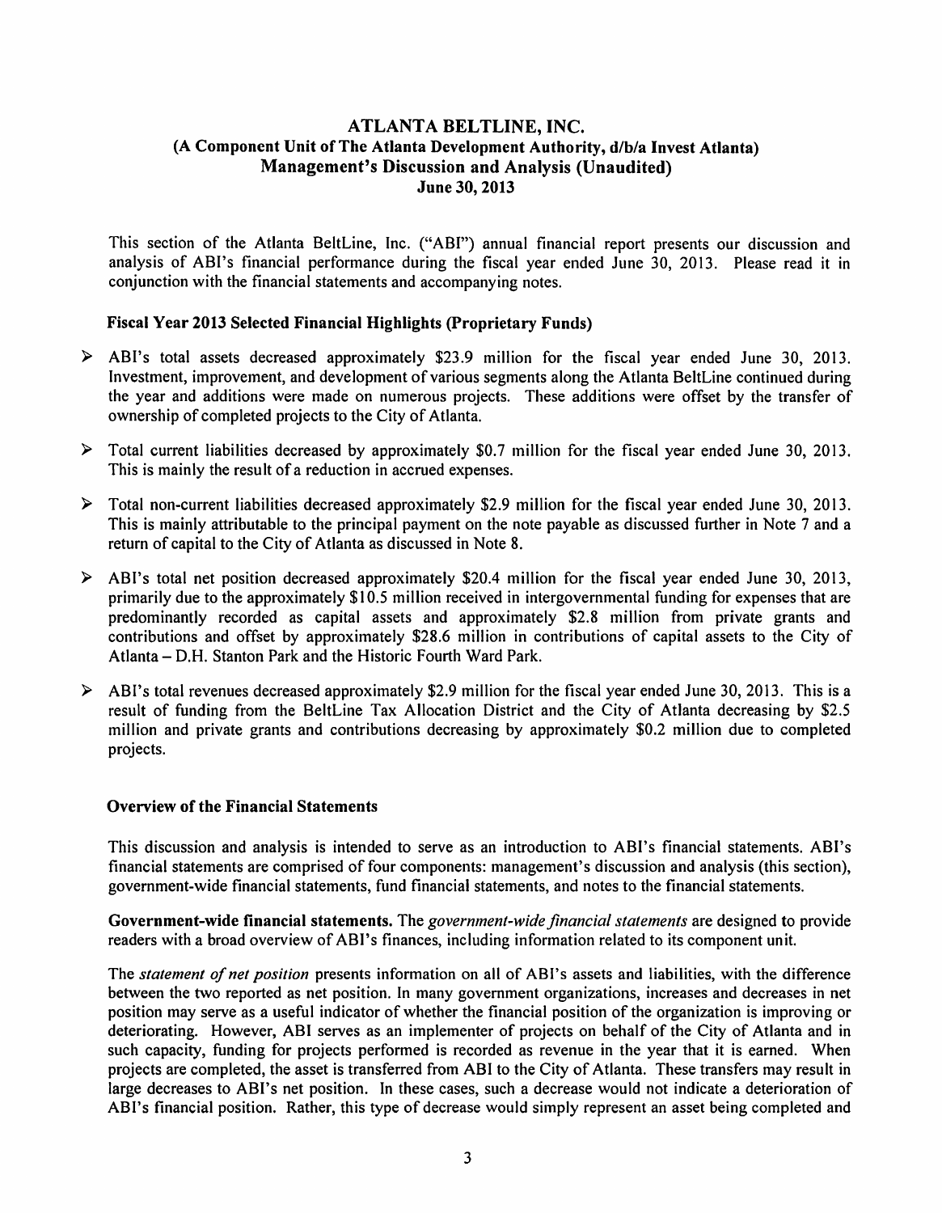# ATLANTA BELTLINE, INC.
## (A Component Unit of The Atlanta Development Authority, d/b/a Invest Atlanta)
## Management's Discussion and Analysis (Unaudited)
## June 30, 2013

This section of the Atlanta BeltLine, Inc. ("ABI") annual financial report presents our discussion and analysis of ABI's financial performance during the fiscal year ended June 30, 2013. Please read it in conjunction with the financial statements and accompanying notes.

### Fiscal Year 2013 Selected Financial Highlights (Proprietary Funds)

- ABI's total assets decreased approximately $23.9 million for the fiscal year ended June 30, 2013. Investment, improvement, and development of various segments along the Atlanta BeltLine continued during the year and additions were made on numerous projects. These additions were offset by the transfer of ownership of completed projects to the City of Atlanta.

- Total current liabilities decreased by approximately $0.7 million for the fiscal year ended June 30, 2013. This is mainly the result of a reduction in accrued expenses.

- Total non-current liabilities decreased approximately $2.9 million for the fiscal year ended June 30, 2013. This is mainly attributable to the principal payment on the note payable as discussed further in Note 7 and a return of capital to the City of Atlanta as discussed in Note 8.

- ABI's total net position decreased approximately $20.4 million for the fiscal year ended June 30, 2013, primarily due to the approximately $10.5 million received in intergovernmental funding for expenses that are predominantly recorded as capital assets and approximately $2.8 million from private grants and contributions and offset by approximately $28.6 million in contributions of capital assets to the City of Atlanta – D.H. Stanton Park and the Historic Fourth Ward Park.

- ABI's total revenues decreased approximately $2.9 million for the fiscal year ended June 30, 2013. This is a result of funding from the BeltLine Tax Allocation District and the City of Atlanta decreasing by $2.5 million and private grants and contributions decreasing by approximately $0.2 million due to completed projects.

### Overview of the Financial Statements

This discussion and analysis is intended to serve as an introduction to ABI's financial statements. ABI's financial statements are comprised of four components: management's discussion and analysis (this section), government-wide financial statements, fund financial statements, and notes to the financial statements.

**Government-wide financial statements.** The *government-wide financial statements* are designed to provide readers with a broad overview of ABI's finances, including information related to its component unit.

The *statement of net position* presents information on all of ABI's assets and liabilities, with the difference between the two reported as net position. In many government organizations, increases and decreases in net position may serve as a useful indicator of whether the financial position of the organization is improving or deteriorating. However, ABI serves as an implementer of projects on behalf of the City of Atlanta and in such capacity, funding for projects performed is recorded as revenue in the year that it is earned. When projects are completed, the asset is transferred from ABI to the City of Atlanta. These transfers may result in large decreases to ABI's net position. In these cases, such a decrease would not indicate a deterioration of ABI's financial position. Rather, this type of decrease would simply represent an asset being completed and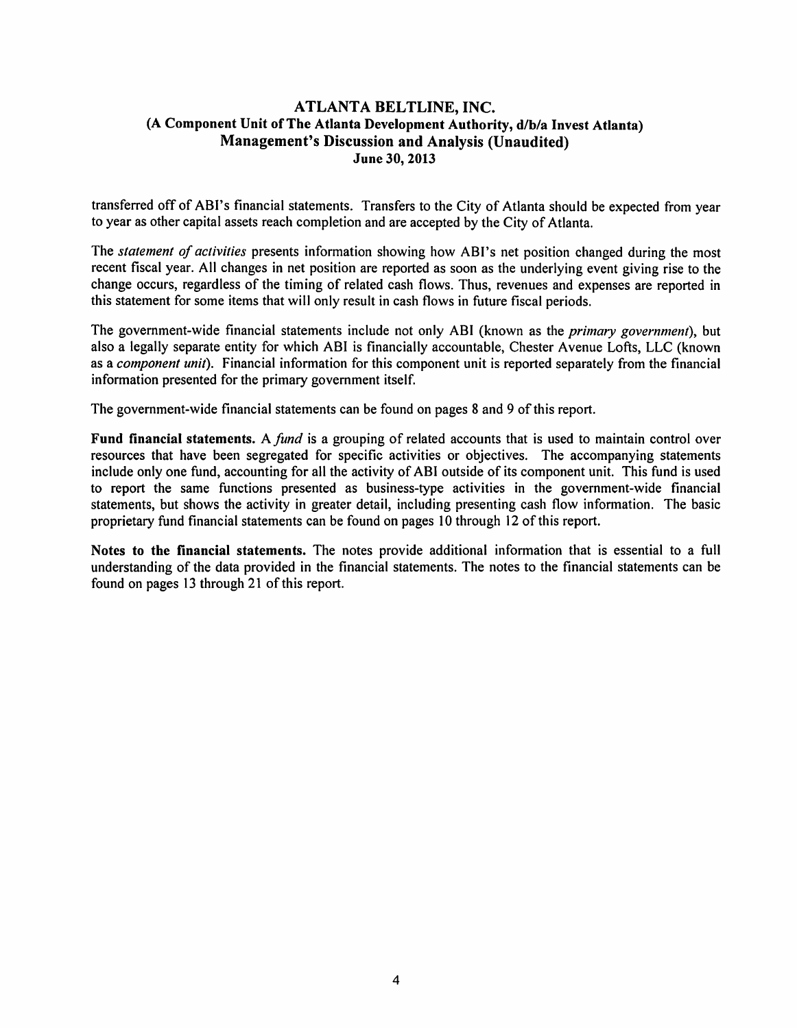transferred off of ABI's financial statements. Transfers to the City of Atlanta should be expected from year to year as other capital assets reach completion and are accepted by the City of Atlanta.

The *statement of activities* presents information showing how ABI's net position changed during the most recent fiscal year. All changes in net position are reported as soon as the underlying event giving rise to the change occurs, regardless of the timing of related cash flows. Thus, revenues and expenses are reported in this statement for some items that will only result in cash flows in future fiscal periods.

The government-wide financial statements include not only ABI (known as the *primary government*), but also a legally separate entity for which ABI is financially accountable, Chester Avenue Lofts, LLC (known as a *component unit*). Financial information for this component unit is reported separately from the financial information presented for the primary government itself.

The government-wide financial statements can be found on pages 8 and 9 of this report.

**Fund financial statements.** A *fund* is a grouping of related accounts that is used to maintain control over resources that have been segregated for specific activities or objectives. The accompanying statements include only one fund, accounting for all the activity of ABI outside of its component unit. This fund is used to report the same functions presented as business-type activities in the government-wide financial statements, but shows the activity in greater detail, including presenting cash flow information. The basic proprietary fund financial statements can be found on pages 10 through 12 of this report.

**Notes to the financial statements.** The notes provide additional information that is essential to a full understanding of the data provided in the financial statements. The notes to the financial statements can be found on pages 13 through 21 of this report.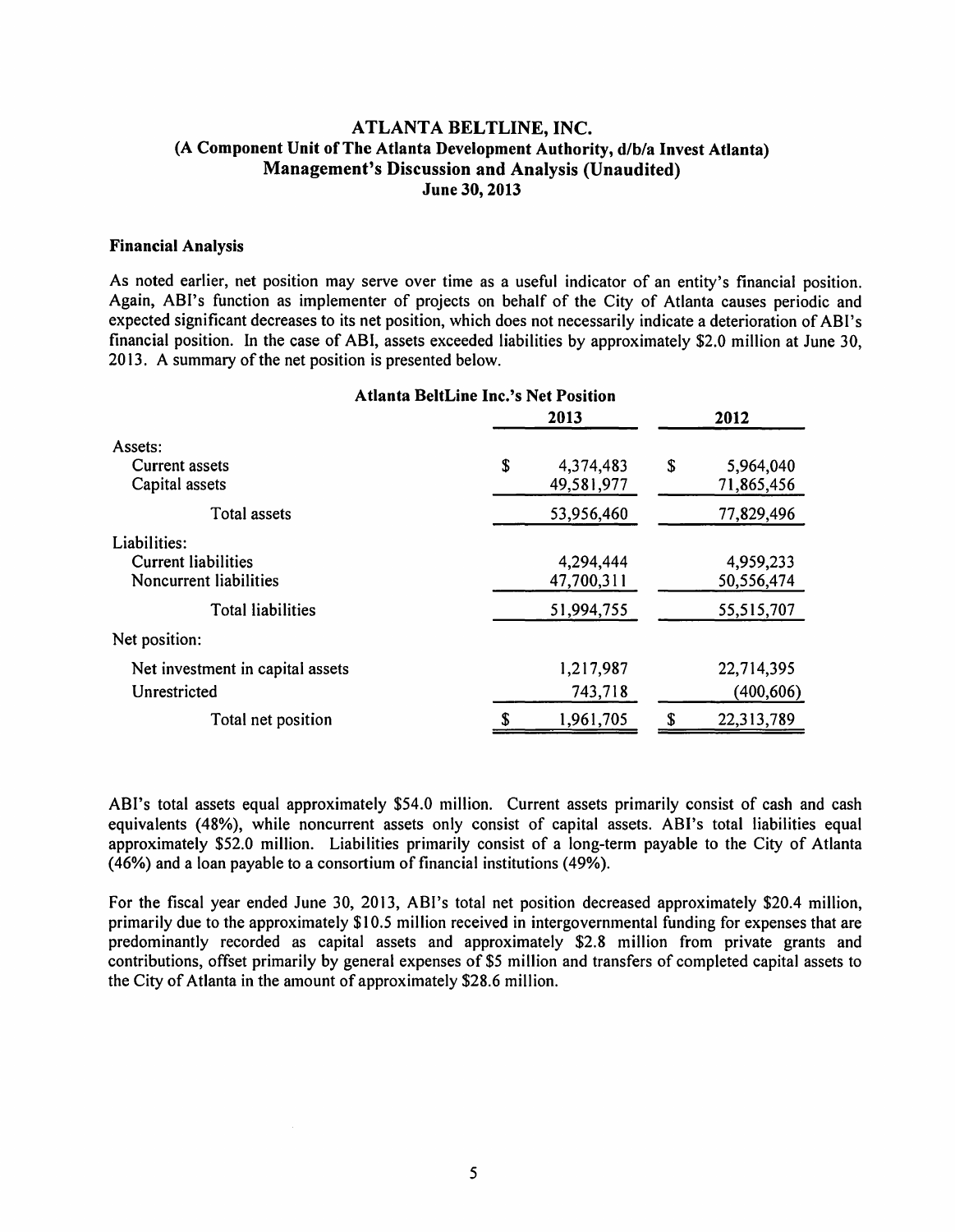# ATLANTA BELTLINE, INC.
## (A Component Unit of The Atlanta Development Authority, d/b/a Invest Atlanta)
## Management's Discussion and Analysis (Unaudited)
## June 30, 2013

### Financial Analysis

As noted earlier, net position may serve over time as a useful indicator of an entity's financial position. Again, ABI's function as implementer of projects on behalf of the City of Atlanta causes periodic and expected significant decreases to its net position, which does not necessarily indicate a deterioration of ABI's financial position. In the case of ABI, assets exceeded liabilities by approximately $2.0 million at June 30, 2013. A summary of the net position is presented below.

**Atlanta BeltLine Inc.'s Net Position**

| | 2013 | 2012 |
|---|---|---|
| Assets: | | |
| Current assets | $ 4,374,483 | $ 5,964,040 |
| Capital assets | 49,581,977 | 71,865,456 |
| Total assets | 53,956,460 | 77,829,496 |
| Liabilities: | | |
| Current liabilities | 4,294,444 | 4,959,233 |
| Noncurrent liabilities | 47,700,311 | 50,556,474 |
| Total liabilities | 51,994,755 | 55,515,707 |
| Net position: | | |
| Net investment in capital assets | 1,217,987 | 22,714,395 |
| Unrestricted | 743,718 | (400,606) |
| Total net position | $ 1,961,705 | $ 22,313,789 |

ABI's total assets equal approximately $54.0 million. Current assets primarily consist of cash and cash equivalents (48%), while noncurrent assets only consist of capital assets. ABI's total liabilities equal approximately $52.0 million. Liabilities primarily consist of a long-term payable to the City of Atlanta (46%) and a loan payable to a consortium of financial institutions (49%).

For the fiscal year ended June 30, 2013, ABI's total net position decreased approximately $20.4 million, primarily due to the approximately $10.5 million received in intergovernmental funding for expenses that are predominantly recorded as capital assets and approximately $2.8 million from private grants and contributions, offset primarily by general expenses of $5 million and transfers of completed capital assets to the City of Atlanta in the amount of approximately $28.6 million.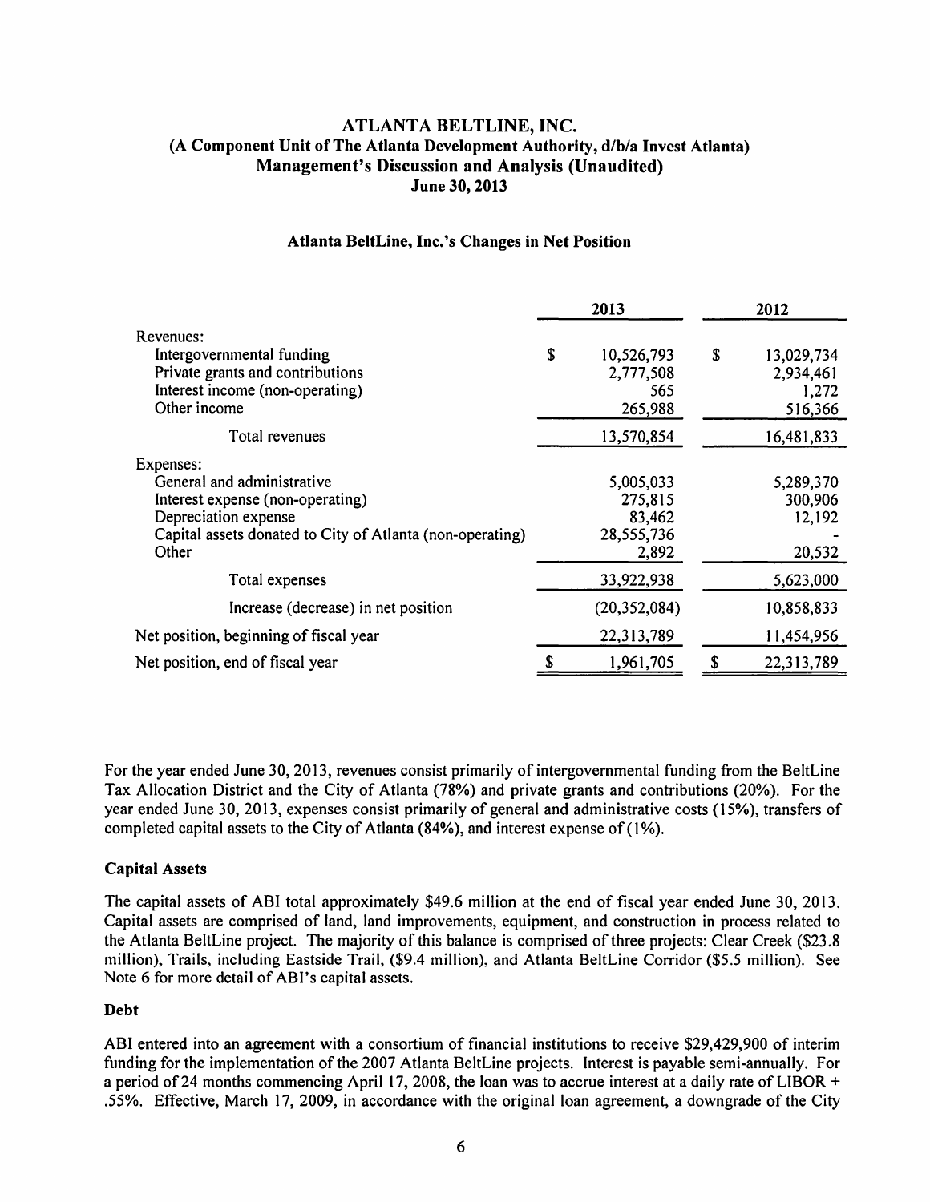# ATLANTA BELTLINE, INC.
## (A Component Unit of The Atlanta Development Authority, d/b/a Invest Atlanta)
## Management's Discussion and Analysis (Unaudited)
## June 30, 2013

### Atlanta BeltLine, Inc.'s Changes in Net Position

| | 2013 | 2012 |
|---|---|---|
| Revenues: | | |
| Intergovernmental funding | $ 10,526,793 | $ 13,029,734 |
| Private grants and contributions | 2,777,508 | 2,934,461 |
| Interest income (non-operating) | 565 | 1,272 |
| Other income | 265,988 | 516,366 |
| Total revenues | 13,570,854 | 16,481,833 |
| Expenses: | | |
| General and administrative | 5,005,033 | 5,289,370 |
| Interest expense (non-operating) | 275,815 | 300,906 |
| Depreciation expense | 83,462 | 12,192 |
| Capital assets donated to City of Atlanta (non-operating) | 28,555,736 | - |
| Other | 2,892 | 20,532 |
| Total expenses | 33,922,938 | 5,623,000 |
| Increase (decrease) in net position | (20,352,084) | 10,858,833 |
| Net position, beginning of fiscal year | 22,313,789 | 11,454,956 |
| Net position, end of fiscal year | $ 1,961,705 | $ 22,313,789 |

For the year ended June 30, 2013, revenues consist primarily of intergovernmental funding from the BeltLine Tax Allocation District and the City of Atlanta (78%) and private grants and contributions (20%). For the year ended June 30, 2013, expenses consist primarily of general and administrative costs (15%), transfers of completed capital assets to the City of Atlanta (84%), and interest expense of (1%).

### Capital Assets

The capital assets of ABI total approximately $49.6 million at the end of fiscal year ended June 30, 2013. Capital assets are comprised of land, land improvements, equipment, and construction in process related to the Atlanta BeltLine project. The majority of this balance is comprised of three projects: Clear Creek ($23.8 million), Trails, including Eastside Trail, ($9.4 million), and Atlanta BeltLine Corridor ($5.5 million). See Note 6 for more detail of ABI's capital assets.

### Debt

ABI entered into an agreement with a consortium of financial institutions to receive $29,429,900 of interim funding for the implementation of the 2007 Atlanta BeltLine projects. Interest is payable semi-annually. For a period of 24 months commencing April 17, 2008, the loan was to accrue interest at a daily rate of LIBOR + .55%. Effective, March 17, 2009, in accordance with the original loan agreement, a downgrade of the City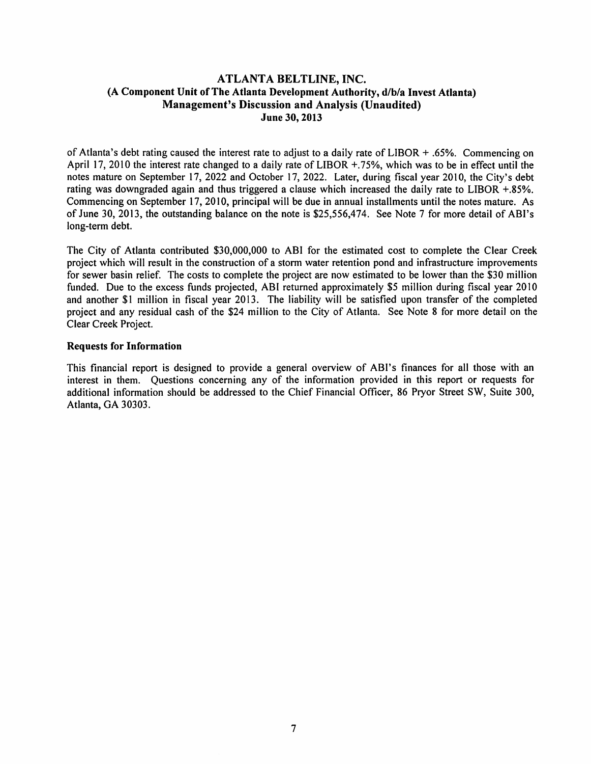of Atlanta's debt rating caused the interest rate to adjust to a daily rate of LIBOR + .65%. Commencing on April 17, 2010 the interest rate changed to a daily rate of LIBOR +.75%, which was to be in effect until the notes mature on September 17, 2022 and October 17, 2022. Later, during fiscal year 2010, the City's debt rating was downgraded again and thus triggered a clause which increased the daily rate to LIBOR +.85%. Commencing on September 17, 2010, principal will be due in annual installments until the notes mature. As of June 30, 2013, the outstanding balance on the note is $25,556,474. See Note 7 for more detail of ABI's long-term debt.

The City of Atlanta contributed $30,000,000 to ABI for the estimated cost to complete the Clear Creek project which will result in the construction of a storm water retention pond and infrastructure improvements for sewer basin relief. The costs to complete the project are now estimated to be lower than the $30 million funded. Due to the excess funds projected, ABI returned approximately $5 million during fiscal year 2010 and another $1 million in fiscal year 2013. The liability will be satisfied upon transfer of the completed project and any residual cash of the $24 million to the City of Atlanta. See Note 8 for more detail on the Clear Creek Project.

### Requests for Information

This financial report is designed to provide a general overview of ABI's finances for all those with an interest in them. Questions concerning any of the information provided in this report or requests for additional information should be addressed to the Chief Financial Officer, 86 Pryor Street SW, Suite 300, Atlanta, GA 30303.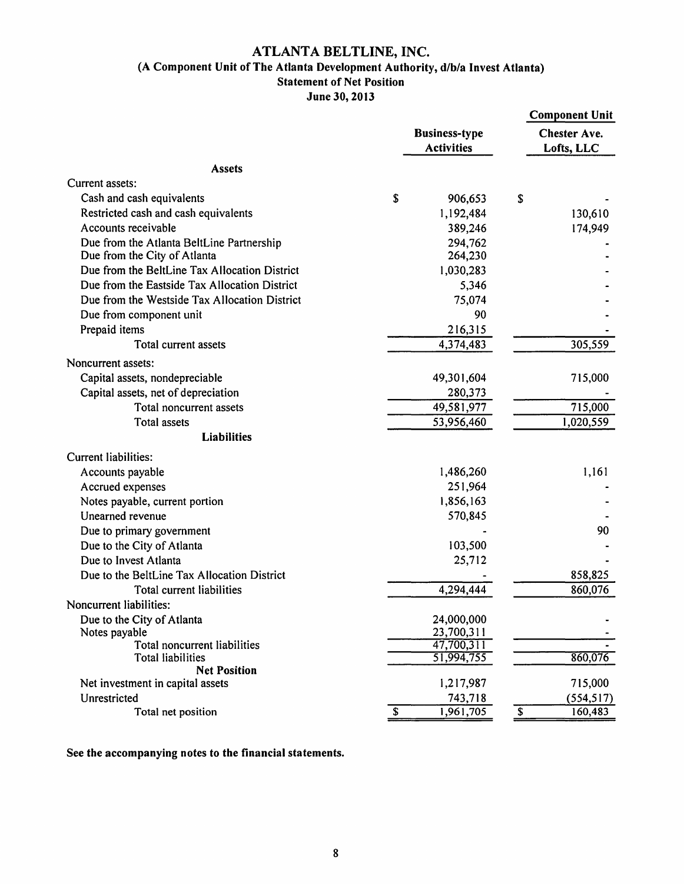# ATLANTA BELTLINE, INC.

## (A Component Unit of The Atlanta Development Authority, d/b/a Invest Atlanta)

## Statement of Net Position

## June 30, 2013

| | Business-type Activities | Component Unit Chester Ave. Lofts, LLC |
|---|---|---|
| **Assets** | | |
| Current assets: | | |
| Cash and cash equivalents | $ 906,653 | $ - |
| Restricted cash and cash equivalents | 1,192,484 | 130,610 |
| Accounts receivable | 389,246 | 174,949 |
| Due from the Atlanta BeltLine Partnership | 294,762 | - |
| Due from the City of Atlanta | 264,230 | - |
| Due from the BeltLine Tax Allocation District | 1,030,283 | - |
| Due from the Eastside Tax Allocation District | 5,346 | - |
| Due from the Westside Tax Allocation District | 75,074 | - |
| Due from component unit | 90 | - |
| Prepaid items | 216,315 | - |
| Total current assets | 4,374,483 | 305,559 |
| Noncurrent assets: | | |
| Capital assets, nondepreciable | 49,301,604 | 715,000 |
| Capital assets, net of depreciation | 280,373 | - |
| Total noncurrent assets | 49,581,977 | 715,000 |
| Total assets | 53,956,460 | 1,020,559 |
| **Liabilities** | | |
| Current liabilities: | | |
| Accounts payable | 1,486,260 | 1,161 |
| Accrued expenses | 251,964 | - |
| Notes payable, current portion | 1,856,163 | - |
| Unearned revenue | 570,845 | - |
| Due to primary government | - | 90 |
| Due to the City of Atlanta | 103,500 | - |
| Due to Invest Atlanta | 25,712 | - |
| Due to the BeltLine Tax Allocation District | - | 858,825 |
| Total current liabilities | 4,294,444 | 860,076 |
| Noncurrent liabilities: | | |
| Due to the City of Atlanta | 24,000,000 | - |
| Notes payable | 23,700,311 | - |
| Total noncurrent liabilities | 47,700,311 | - |
| Total liabilities | 51,994,755 | 860,076 |
| **Net Position** | | |
| Net investment in capital assets | 1,217,987 | 715,000 |
| Unrestricted | 743,718 | (554,517) |
| Total net position | $ 1,961,705 | $ 160,483 |

**See the accompanying notes to the financial statements.**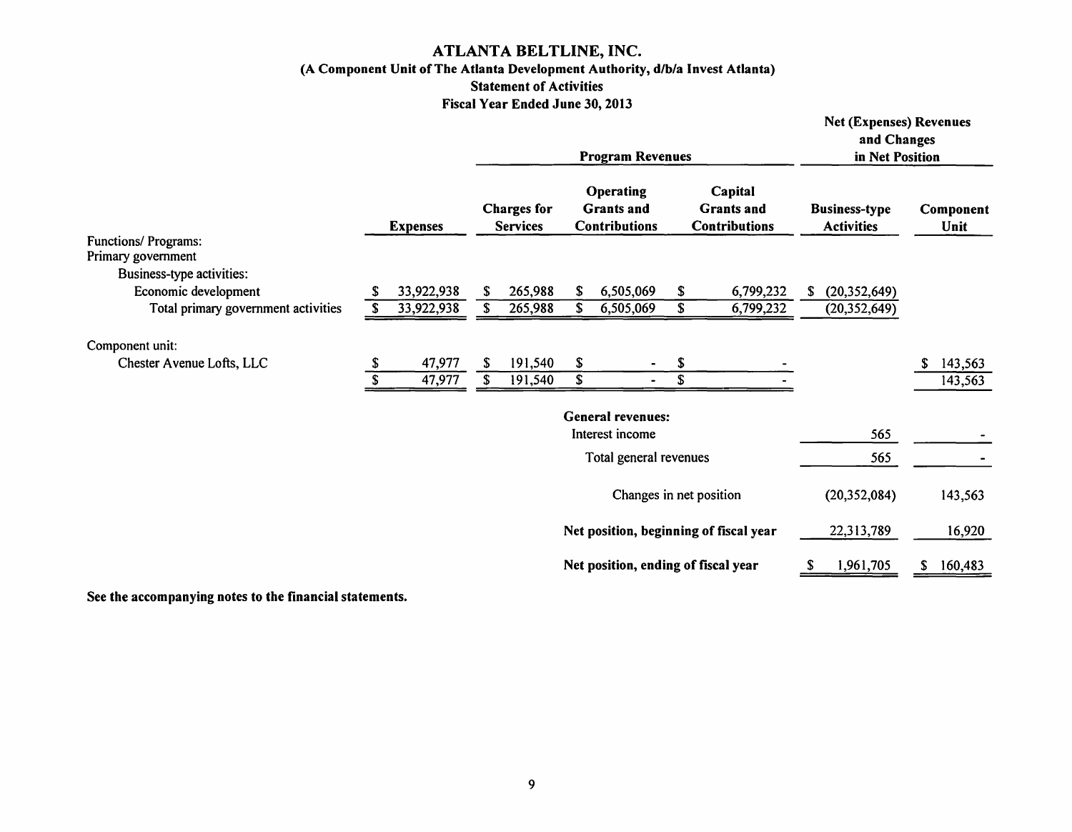# ATLANTA BELTLINE, INC.

**(A Component Unit of The Atlanta Development Authority, d/b/a Invest Atlanta)**

**Statement of Activities**

**Fiscal Year Ended June 30, 2013**

| | | Program Revenues | | | Net (Expenses) Revenues and Changes in Net Position | |
|---|---|---|---|---|---|---|
| | **Expenses** | **Charges for Services** | **Operating Grants and Contributions** | **Capital Grants and Contributions** | **Business-type Activities** | **Component Unit** |
| Functions/ Programs: | | | | | | |
| Primary government | | | | | | |
| Business-type activities: | | | | | | |
| Economic development | $ 33,922,938 | $ 265,988 | $ 6,505,069 | $ 6,799,232 | $ (20,352,649) | |
| Total primary government activities | $ 33,922,938 | $ 265,988 | $ 6,505,069 | $ 6,799,232 | (20,352,649) | |
| Component unit: | | | | | | |
| Chester Avenue Lofts, LLC | $ 47,977 | $ 191,540 | $ - | $ - | | $ 143,563 |
| | $ 47,977 | $ 191,540 | $ - | $ - | | 143,563 |
| | | | **General revenues:** | | | |
| | | | Interest income | | 565 | - |
| | | | Total general revenues | | 565 | - |
| | | | Changes in net position | | (20,352,084) | 143,563 |
| | | | **Net position, beginning of fiscal year** | | 22,313,789 | 16,920 |
| | | | **Net position, ending of fiscal year** | | $ 1,961,705 | $ 160,483 |

**See the accompanying notes to the financial statements.**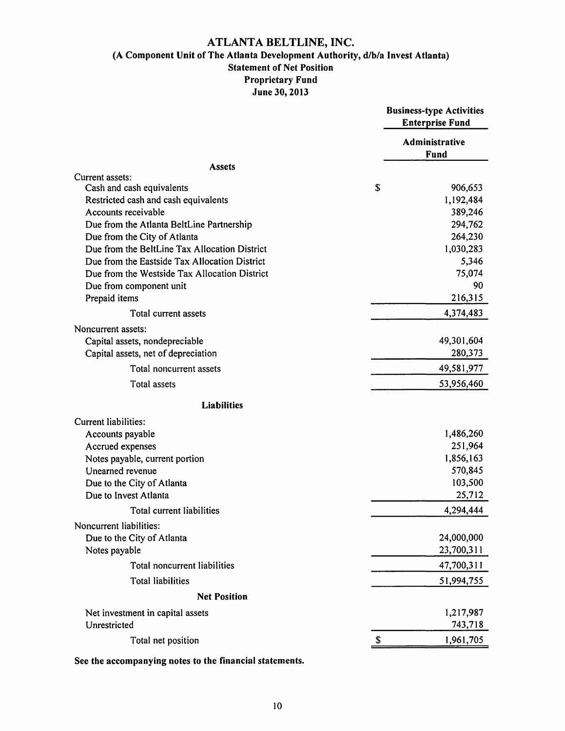# ATLANTA BELTLINE, INC.

## (A Component Unit of The Atlanta Development Authority, d/b/a Invest Atlanta)

### Statement of Net Position
### Proprietary Fund
### June 30, 2013

| | Business-type Activities Enterprise Fund |
|---|---|
| | **Administrative Fund** |
| **Assets** | |
| Current assets: | |
| Cash and cash equivalents | $ 906,653 |
| Restricted cash and cash equivalents | 1,192,484 |
| Accounts receivable | 389,246 |
| Due from the Atlanta BeltLine Partnership | 294,762 |
| Due from the City of Atlanta | 264,230 |
| Due from the BeltLine Tax Allocation District | 1,030,283 |
| Due from the Eastside Tax Allocation District | 5,346 |
| Due from the Westside Tax Allocation District | 75,074 |
| Due from component unit | 90 |
| Prepaid items | 216,315 |
| Total current assets | 4,374,483 |
| Noncurrent assets: | |
| Capital assets, nondepreciable | 49,301,604 |
| Capital assets, net of depreciation | 280,373 |
| Total noncurrent assets | 49,581,977 |
| Total assets | 53,956,460 |
| **Liabilities** | |
| Current liabilities: | |
| Accounts payable | 1,486,260 |
| Accrued expenses | 251,964 |
| Notes payable, current portion | 1,856,163 |
| Unearned revenue | 570,845 |
| Due to the City of Atlanta | 103,500 |
| Due to Invest Atlanta | 25,712 |
| Total current liabilities | 4,294,444 |
| Noncurrent liabilities: | |
| Due to the City of Atlanta | 24,000,000 |
| Notes payable | 23,700,311 |
| Total noncurrent liabilities | 47,700,311 |
| Total liabilities | 51,994,755 |
| **Net Position** | |
| Net investment in capital assets | 1,217,987 |
| Unrestricted | 743,718 |
| Total net position | $ 1,961,705 |

**See the accompanying notes to the financial statements.**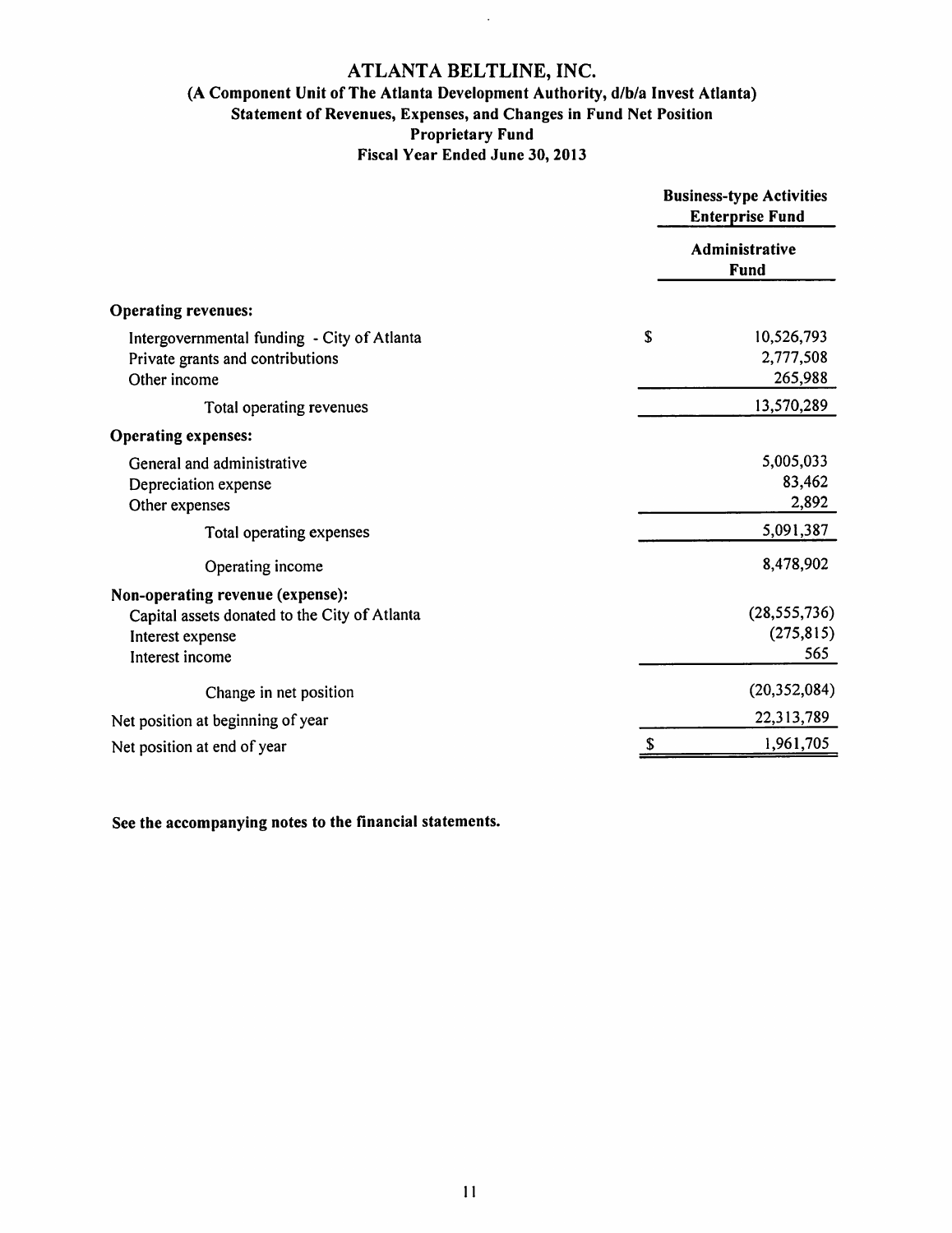# ATLANTA BELTLINE, INC.

## (A Component Unit of The Atlanta Development Authority, d/b/a Invest Atlanta)

### Statement of Revenues, Expenses, and Changes in Fund Net Position
### Proprietary Fund
### Fiscal Year Ended June 30, 2013

| | Business-type Activities Enterprise Fund |
|---|---|
| | **Administrative Fund** |
| **Operating revenues:** | |
| Intergovernmental funding - City of Atlanta | $ 10,526,793 |
| Private grants and contributions | 2,777,508 |
| Other income | 265,988 |
| Total operating revenues | 13,570,289 |
| **Operating expenses:** | |
| General and administrative | 5,005,033 |
| Depreciation expense | 83,462 |
| Other expenses | 2,892 |
| Total operating expenses | 5,091,387 |
| Operating income | 8,478,902 |
| **Non-operating revenue (expense):** | |
| Capital assets donated to the City of Atlanta | (28,555,736) |
| Interest expense | (275,815) |
| Interest income | 565 |
| Change in net position | (20,352,084) |
| Net position at beginning of year | 22,313,789 |
| Net position at end of year | $ 1,961,705 |

**See the accompanying notes to the financial statements.**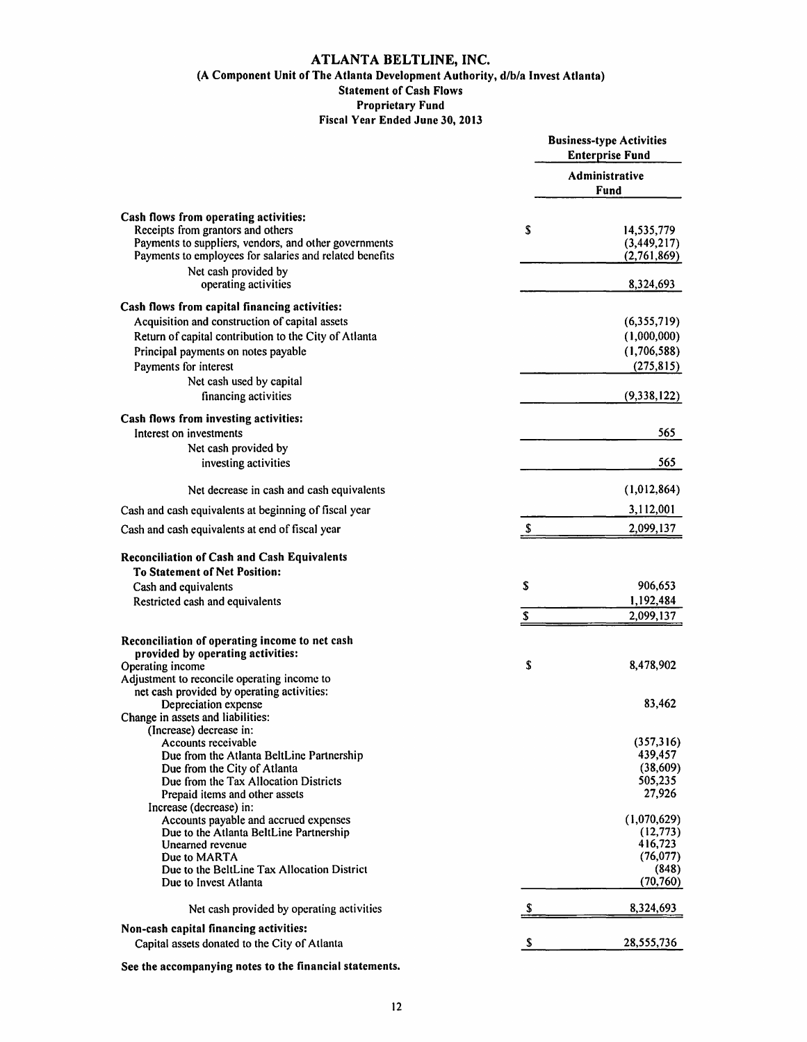# ATLANTA BELTLINE, INC.

## (A Component Unit of The Atlanta Development Authority, d/b/a Invest Atlanta)

### Statement of Cash Flows

### Proprietary Fund

### Fiscal Year Ended June 30, 2013

| | Business-type Activities Enterprise Fund |
|---|---|
| | Administrative Fund |
| **Cash flows from operating activities:** | |
| Receipts from grantors and others | $ 14,535,779 |
| Payments to suppliers, vendors, and other governments | (3,449,217) |
| Payments to employees for salaries and related benefits | (2,761,869) |
| Net cash provided by operating activities | 8,324,693 |
| **Cash flows from capital financing activities:** | |
| Acquisition and construction of capital assets | (6,355,719) |
| Return of capital contribution to the City of Atlanta | (1,000,000) |
| Principal payments on notes payable | (1,706,588) |
| Payments for interest | (275,815) |
| Net cash used by capital financing activities | (9,338,122) |
| **Cash flows from investing activities:** | |
| Interest on investments | 565 |
| Net cash provided by investing activities | 565 |
| Net decrease in cash and cash equivalents | (1,012,864) |
| Cash and cash equivalents at beginning of fiscal year | 3,112,001 |
| Cash and cash equivalents at end of fiscal year | $ 2,099,137 |
| **Reconciliation of Cash and Cash Equivalents To Statement of Net Position:** | |
| Cash and equivalents | $ 906,653 |
| Restricted cash and equivalents | 1,192,484 |
| | $ 2,099,137 |
| **Reconciliation of operating income to net cash provided by operating activities:** | |
| Operating income | $ 8,478,902 |
| Adjustment to reconcile operating income to net cash provided by operating activities: | |
| Depreciation expense | 83,462 |
| Change in assets and liabilities: | |
| (Increase) decrease in: | |
| Accounts receivable | (357,316) |
| Due from the Atlanta BeltLine Partnership | 439,457 |
| Due from the City of Atlanta | (38,609) |
| Due from the Tax Allocation Districts | 505,235 |
| Prepaid items and other assets | 27,926 |
| Increase (decrease) in: | |
| Accounts payable and accrued expenses | (1,070,629) |
| Due to the Atlanta BeltLine Partnership | (12,773) |
| Unearned revenue | 416,723 |
| Due to MARTA | (76,077) |
| Due to the BeltLine Tax Allocation District | (848) |
| Due to Invest Atlanta | (70,760) |
| Net cash provided by operating activities | $ 8,324,693 |
| **Non-cash capital financing activities:** | |
| Capital assets donated to the City of Atlanta | $ 28,555,736 |

**See the accompanying notes to the financial statements.**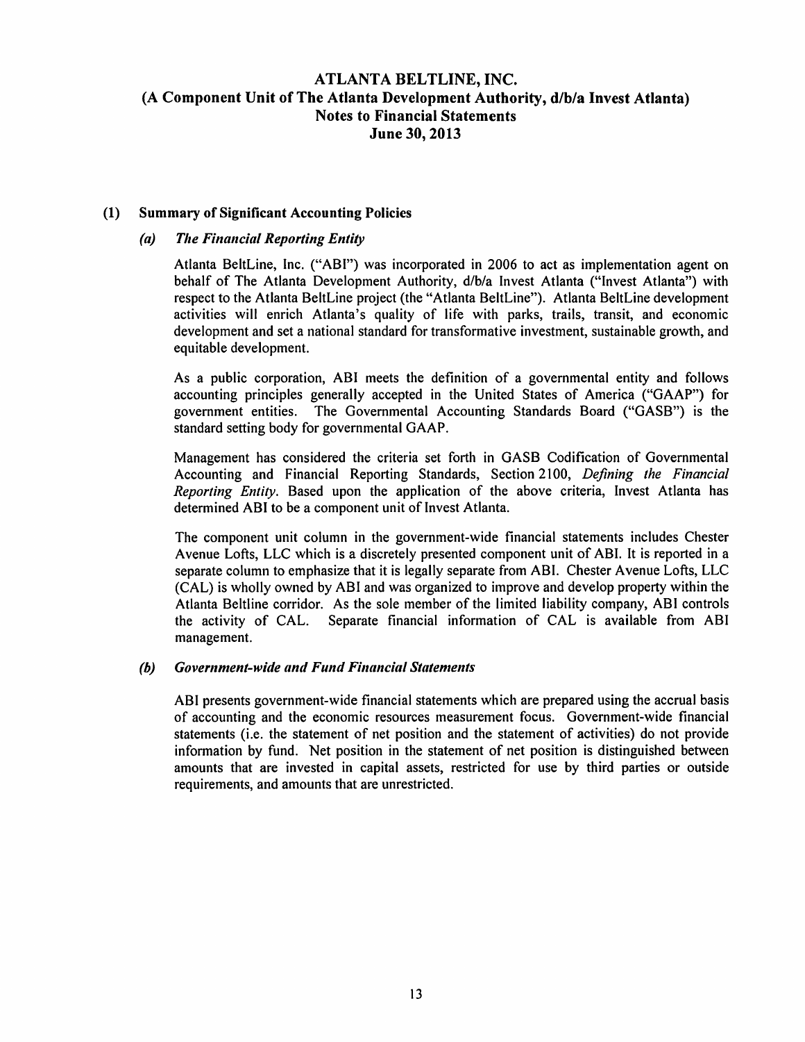# ATLANTA BELTLINE, INC.
## (A Component Unit of The Atlanta Development Authority, d/b/a Invest Atlanta)
## Notes to Financial Statements
## June 30, 2013

### (1) Summary of Significant Accounting Policies

#### *(a) The Financial Reporting Entity*

Atlanta BeltLine, Inc. ("ABI") was incorporated in 2006 to act as implementation agent on behalf of The Atlanta Development Authority, d/b/a Invest Atlanta ("Invest Atlanta") with respect to the Atlanta BeltLine project (the "Atlanta BeltLine"). Atlanta BeltLine development activities will enrich Atlanta's quality of life with parks, trails, transit, and economic development and set a national standard for transformative investment, sustainable growth, and equitable development.

As a public corporation, ABI meets the definition of a governmental entity and follows accounting principles generally accepted in the United States of America ("GAAP") for government entities. The Governmental Accounting Standards Board ("GASB") is the standard setting body for governmental GAAP.

Management has considered the criteria set forth in GASB Codification of Governmental Accounting and Financial Reporting Standards, Section 2100, *Defining the Financial Reporting Entity*. Based upon the application of the above criteria, Invest Atlanta has determined ABI to be a component unit of Invest Atlanta.

The component unit column in the government-wide financial statements includes Chester Avenue Lofts, LLC which is a discretely presented component unit of ABI. It is reported in a separate column to emphasize that it is legally separate from ABI. Chester Avenue Lofts, LLC (CAL) is wholly owned by ABI and was organized to improve and develop property within the Atlanta Beltline corridor. As the sole member of the limited liability company, ABI controls the activity of CAL. Separate financial information of CAL is available from ABI management.

#### *(b) Government-wide and Fund Financial Statements*

ABI presents government-wide financial statements which are prepared using the accrual basis of accounting and the economic resources measurement focus. Government-wide financial statements (i.e. the statement of net position and the statement of activities) do not provide information by fund. Net position in the statement of net position is distinguished between amounts that are invested in capital assets, restricted for use by third parties or outside requirements, and amounts that are unrestricted.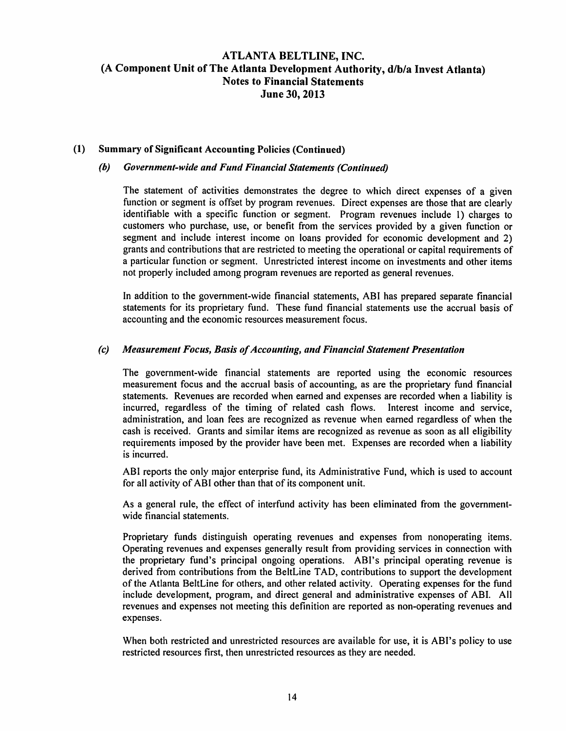## (1) Summary of Significant Accounting Policies (Continued)

### *(b) Government-wide and Fund Financial Statements (Continued)*

The statement of activities demonstrates the degree to which direct expenses of a given function or segment is offset by program revenues. Direct expenses are those that are clearly identifiable with a specific function or segment. Program revenues include 1) charges to customers who purchase, use, or benefit from the services provided by a given function or segment and include interest income on loans provided for economic development and 2) grants and contributions that are restricted to meeting the operational or capital requirements of a particular function or segment. Unrestricted interest income on investments and other items not properly included among program revenues are reported as general revenues.

In addition to the government-wide financial statements, ABI has prepared separate financial statements for its proprietary fund. These fund financial statements use the accrual basis of accounting and the economic resources measurement focus.

### *(c) Measurement Focus, Basis of Accounting, and Financial Statement Presentation*

The government-wide financial statements are reported using the economic resources measurement focus and the accrual basis of accounting, as are the proprietary fund financial statements. Revenues are recorded when earned and expenses are recorded when a liability is incurred, regardless of the timing of related cash flows. Interest income and service, administration, and loan fees are recognized as revenue when earned regardless of when the cash is received. Grants and similar items are recognized as revenue as soon as all eligibility requirements imposed by the provider have been met. Expenses are recorded when a liability is incurred.

ABI reports the only major enterprise fund, its Administrative Fund, which is used to account for all activity of ABI other than that of its component unit.

As a general rule, the effect of interfund activity has been eliminated from the government-wide financial statements.

Proprietary funds distinguish operating revenues and expenses from nonoperating items. Operating revenues and expenses generally result from providing services in connection with the proprietary fund's principal ongoing operations. ABI's principal operating revenue is derived from contributions from the BeltLine TAD, contributions to support the development of the Atlanta BeltLine for others, and other related activity. Operating expenses for the fund include development, program, and direct general and administrative expenses of ABI. All revenues and expenses not meeting this definition are reported as non-operating revenues and expenses.

When both restricted and unrestricted resources are available for use, it is ABI's policy to use restricted resources first, then unrestricted resources as they are needed.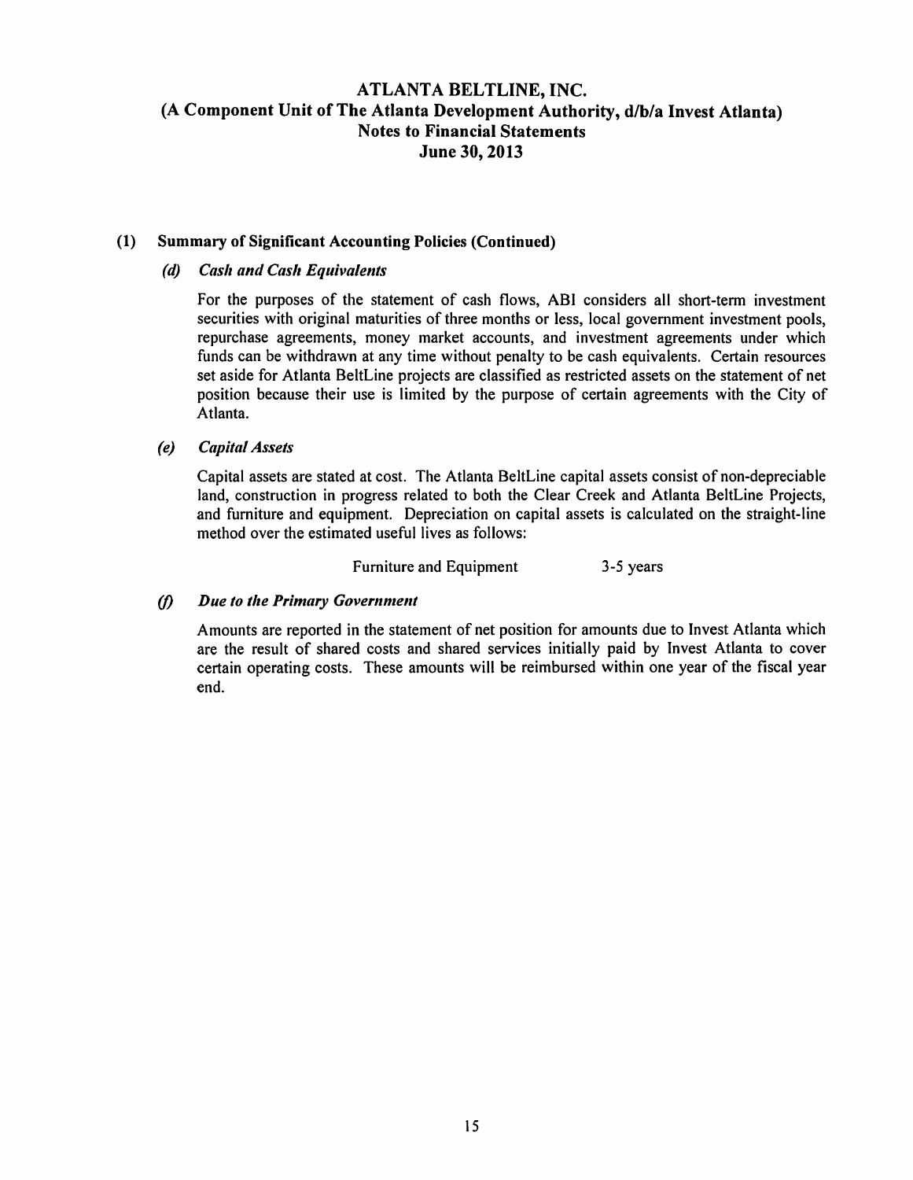# ATLANTA BELTLINE, INC.
## (A Component Unit of The Atlanta Development Authority, d/b/a Invest Atlanta)
## Notes to Financial Statements
## June 30, 2013

### (1) Summary of Significant Accounting Policies (Continued)

#### *(d) Cash and Cash Equivalents*

For the purposes of the statement of cash flows, ABI considers all short-term investment securities with original maturities of three months or less, local government investment pools, repurchase agreements, money market accounts, and investment agreements under which funds can be withdrawn at any time without penalty to be cash equivalents. Certain resources set aside for Atlanta BeltLine projects are classified as restricted assets on the statement of net position because their use is limited by the purpose of certain agreements with the City of Atlanta.

#### *(e) Capital Assets*

Capital assets are stated at cost. The Atlanta BeltLine capital assets consist of non-depreciable land, construction in progress related to both the Clear Creek and Atlanta BeltLine Projects, and furniture and equipment. Depreciation on capital assets is calculated on the straight-line method over the estimated useful lives as follows:

| | |
|---|---|
| Furniture and Equipment | 3-5 years |

#### *(f) Due to the Primary Government*

Amounts are reported in the statement of net position for amounts due to Invest Atlanta which are the result of shared costs and shared services initially paid by Invest Atlanta to cover certain operating costs. These amounts will be reimbursed within one year of the fiscal year end.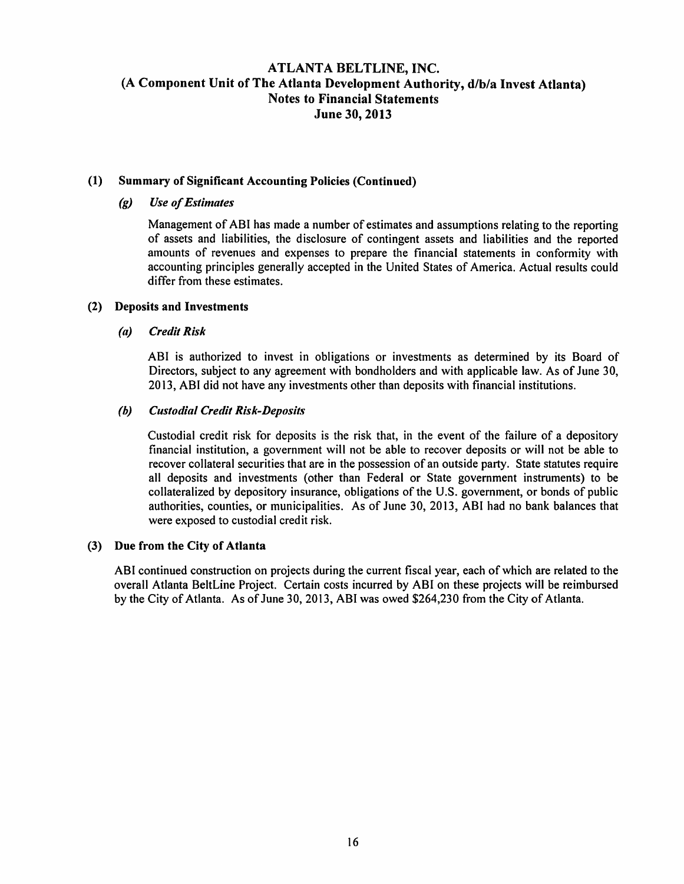# ATLANTA BELTLINE, INC.
## (A Component Unit of The Atlanta Development Authority, d/b/a Invest Atlanta)
## Notes to Financial Statements
## June 30, 2013

### (1) Summary of Significant Accounting Policies (Continued)

#### *(g) Use of Estimates*

Management of ABI has made a number of estimates and assumptions relating to the reporting of assets and liabilities, the disclosure of contingent assets and liabilities and the reported amounts of revenues and expenses to prepare the financial statements in conformity with accounting principles generally accepted in the United States of America. Actual results could differ from these estimates.

### (2) Deposits and Investments

#### *(a) Credit Risk*

ABI is authorized to invest in obligations or investments as determined by its Board of Directors, subject to any agreement with bondholders and with applicable law. As of June 30, 2013, ABI did not have any investments other than deposits with financial institutions.

#### *(b) Custodial Credit Risk-Deposits*

Custodial credit risk for deposits is the risk that, in the event of the failure of a depository financial institution, a government will not be able to recover deposits or will not be able to recover collateral securities that are in the possession of an outside party. State statutes require all deposits and investments (other than Federal or State government instruments) to be collateralized by depository insurance, obligations of the U.S. government, or bonds of public authorities, counties, or municipalities. As of June 30, 2013, ABI had no bank balances that were exposed to custodial credit risk.

### (3) Due from the City of Atlanta

ABI continued construction on projects during the current fiscal year, each of which are related to the overall Atlanta BeltLine Project. Certain costs incurred by ABI on these projects will be reimbursed by the City of Atlanta. As of June 30, 2013, ABI was owed $264,230 from the City of Atlanta.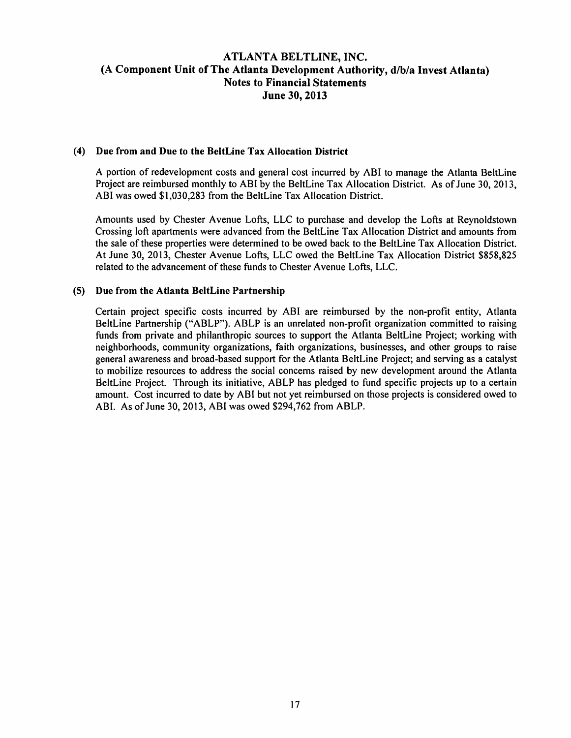### (4) Due from and Due to the BeltLine Tax Allocation District

A portion of redevelopment costs and general cost incurred by ABI to manage the Atlanta BeltLine Project are reimbursed monthly to ABI by the BeltLine Tax Allocation District. As of June 30, 2013, ABI was owed $1,030,283 from the BeltLine Tax Allocation District.

Amounts used by Chester Avenue Lofts, LLC to purchase and develop the Lofts at Reynoldstown Crossing loft apartments were advanced from the BeltLine Tax Allocation District and amounts from the sale of these properties were determined to be owed back to the BeltLine Tax Allocation District. At June 30, 2013, Chester Avenue Lofts, LLC owed the BeltLine Tax Allocation District $858,825 related to the advancement of these funds to Chester Avenue Lofts, LLC.

### (5) Due from the Atlanta BeltLine Partnership

Certain project specific costs incurred by ABI are reimbursed by the non-profit entity, Atlanta BeltLine Partnership ("ABLP"). ABLP is an unrelated non-profit organization committed to raising funds from private and philanthropic sources to support the Atlanta BeltLine Project; working with neighborhoods, community organizations, faith organizations, businesses, and other groups to raise general awareness and broad-based support for the Atlanta BeltLine Project; and serving as a catalyst to mobilize resources to address the social concerns raised by new development around the Atlanta BeltLine Project. Through its initiative, ABLP has pledged to fund specific projects up to a certain amount. Cost incurred to date by ABI but not yet reimbursed on those projects is considered owed to ABI. As of June 30, 2013, ABI was owed $294,762 from ABLP.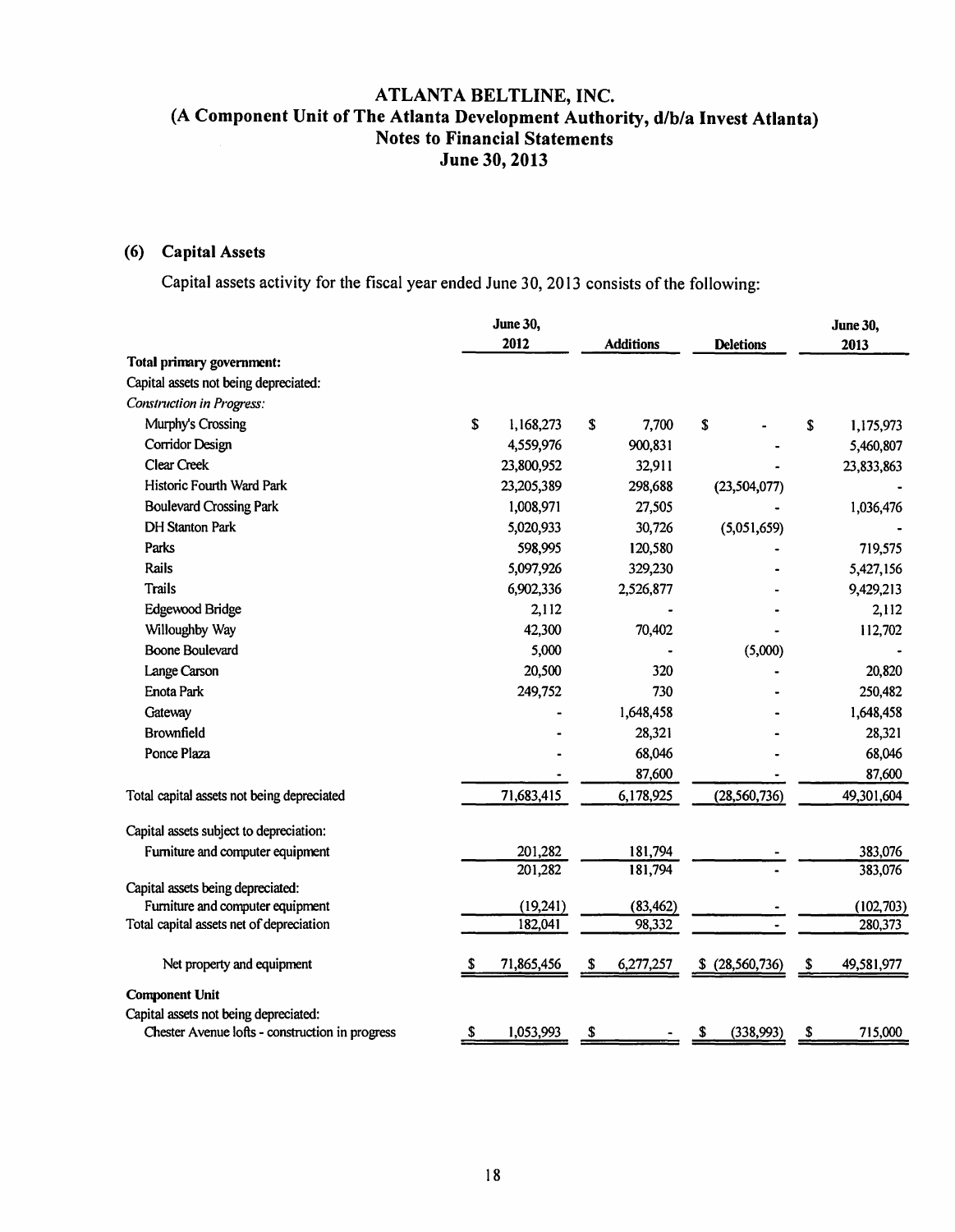# ATLANTA BELTLINE, INC.
## (A Component Unit of The Atlanta Development Authority, d/b/a Invest Atlanta)
## Notes to Financial Statements
## June 30, 2013

### (6) Capital Assets

Capital assets activity for the fiscal year ended June 30, 2013 consists of the following:

| | June 30, 2012 | Additions | Deletions | June 30, 2013 |
|---|---|---|---|---|
| **Total primary government:** | | | | |
| Capital assets not being depreciated: | | | | |
| *Construction in Progress:* | | | | |
| Murphy's Crossing | $ 1,168,273 | $ 7,700 | $ - | $ 1,175,973 |
| Corridor Design | 4,559,976 | 900,831 | - | 5,460,807 |
| Clear Creek | 23,800,952 | 32,911 | - | 23,833,863 |
| Historic Fourth Ward Park | 23,205,389 | 298,688 | (23,504,077) | - |
| Boulevard Crossing Park | 1,008,971 | 27,505 | - | 1,036,476 |
| DH Stanton Park | 5,020,933 | 30,726 | (5,051,659) | - |
| Parks | 598,995 | 120,580 | - | 719,575 |
| Rails | 5,097,926 | 329,230 | - | 5,427,156 |
| Trails | 6,902,336 | 2,526,877 | - | 9,429,213 |
| Edgewood Bridge | 2,112 | - | - | 2,112 |
| Willoughby Way | 42,300 | 70,402 | - | 112,702 |
| Boone Boulevard | 5,000 | - | (5,000) | - |
| Lange Carson | 20,500 | 320 | - | 20,820 |
| Enota Park | 249,752 | 730 | - | 250,482 |
| Gateway | - | 1,648,458 | - | 1,648,458 |
| Brownfield | - | 28,321 | - | 28,321 |
| Ponce Plaza | - | 68,046 | - | 68,046 |
| | - | 87,600 | - | 87,600 |
| Total capital assets not being depreciated | 71,683,415 | 6,178,925 | (28,560,736) | 49,301,604 |
| Capital assets subject to depreciation: | | | | |
| Furniture and computer equipment | 201,282 | 181,794 | - | 383,076 |
| | 201,282 | 181,794 | - | 383,076 |
| Capital assets being depreciated: | | | | |
| Furniture and computer equipment | (19,241) | (83,462) | - | (102,703) |
| Total capital assets net of depreciation | 182,041 | 98,332 | - | 280,373 |
| Net property and equipment | $ 71,865,456 | $ 6,277,257 | $ (28,560,736) | $ 49,581,977 |
| **Component Unit** | | | | |
| Capital assets not being depreciated: | | | | |
| Chester Avenue lofts - construction in progress | $ 1,053,993 | $ - | $ (338,993) | $ 715,000 |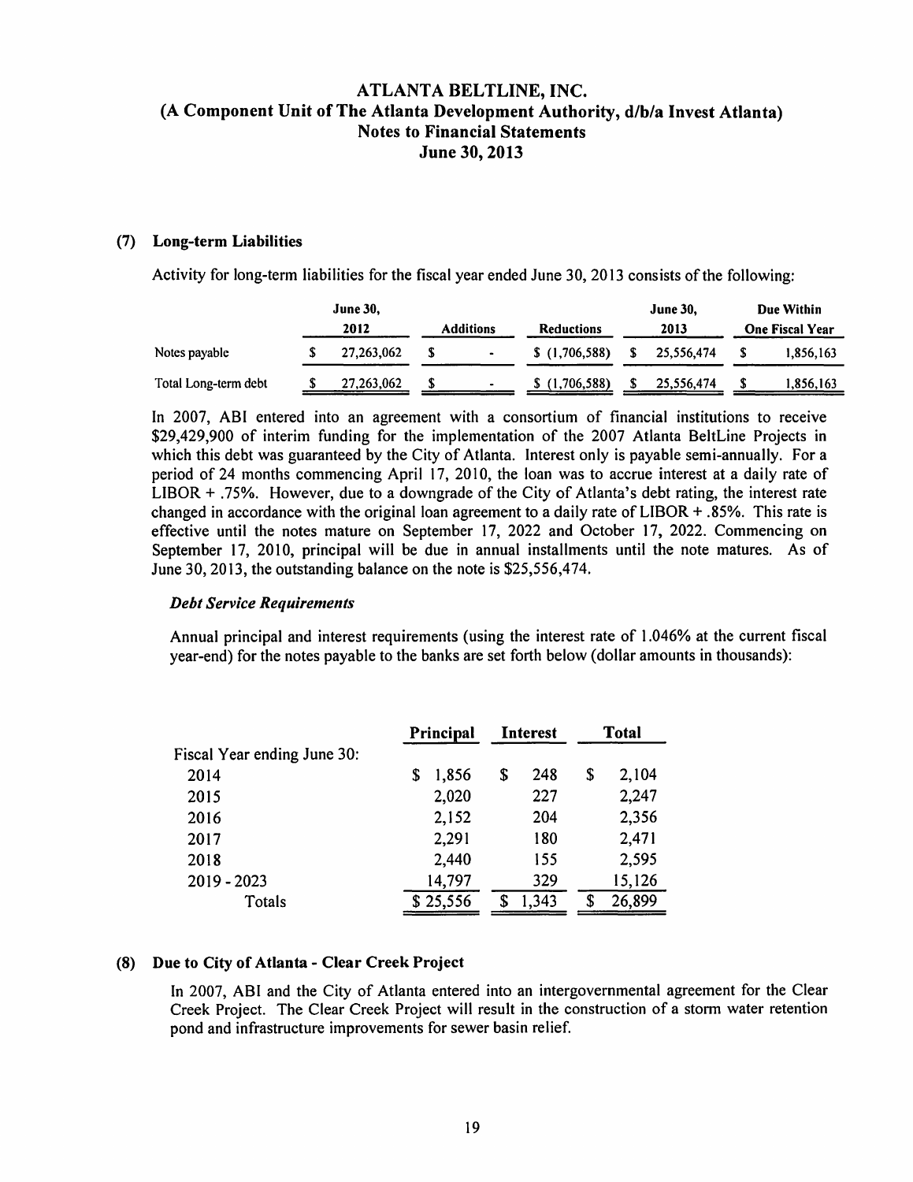# ATLANTA BELTLINE, INC.
## (A Component Unit of The Atlanta Development Authority, d/b/a Invest Atlanta)
## Notes to Financial Statements
## June 30, 2013

### (7) Long-term Liabilities

Activity for long-term liabilities for the fiscal year ended June 30, 2013 consists of the following:

| | June 30, 2012 | Additions | Reductions | June 30, 2013 | Due Within One Fiscal Year |
|---|---|---|---|---|---|
| Notes payable | $ 27,263,062 | $ - | $ (1,706,588) | $ 25,556,474 | $ 1,856,163 |
| Total Long-term debt | $ 27,263,062 | $ - | $ (1,706,588) | $ 25,556,474 | $ 1,856,163 |

In 2007, ABI entered into an agreement with a consortium of financial institutions to receive $29,429,900 of interim funding for the implementation of the 2007 Atlanta BeltLine Projects in which this debt was guaranteed by the City of Atlanta. Interest only is payable semi-annually. For a period of 24 months commencing April 17, 2010, the loan was to accrue interest at a daily rate of LIBOR + .75%. However, due to a downgrade of the City of Atlanta's debt rating, the interest rate changed in accordance with the original loan agreement to a daily rate of LIBOR + .85%. This rate is effective until the notes mature on September 17, 2022 and October 17, 2022. Commencing on September 17, 2010, principal will be due in annual installments until the note matures. As of June 30, 2013, the outstanding balance on the note is $25,556,474.

#### *Debt Service Requirements*

Annual principal and interest requirements (using the interest rate of 1.046% at the current fiscal year-end) for the notes payable to the banks are set forth below (dollar amounts in thousands):

| | Principal | Interest | Total |
|---|---|---|---|
| Fiscal Year ending June 30: | | | |
| 2014 | $ 1,856 | $ 248 | $ 2,104 |
| 2015 | 2,020 | 227 | 2,247 |
| 2016 | 2,152 | 204 | 2,356 |
| 2017 | 2,291 | 180 | 2,471 |
| 2018 | 2,440 | 155 | 2,595 |
| 2019 - 2023 | 14,797 | 329 | 15,126 |
| Totals | $ 25,556 | $ 1,343 | $ 26,899 |

### (8) Due to City of Atlanta - Clear Creek Project

In 2007, ABI and the City of Atlanta entered into an intergovernmental agreement for the Clear Creek Project. The Clear Creek Project will result in the construction of a storm water retention pond and infrastructure improvements for sewer basin relief.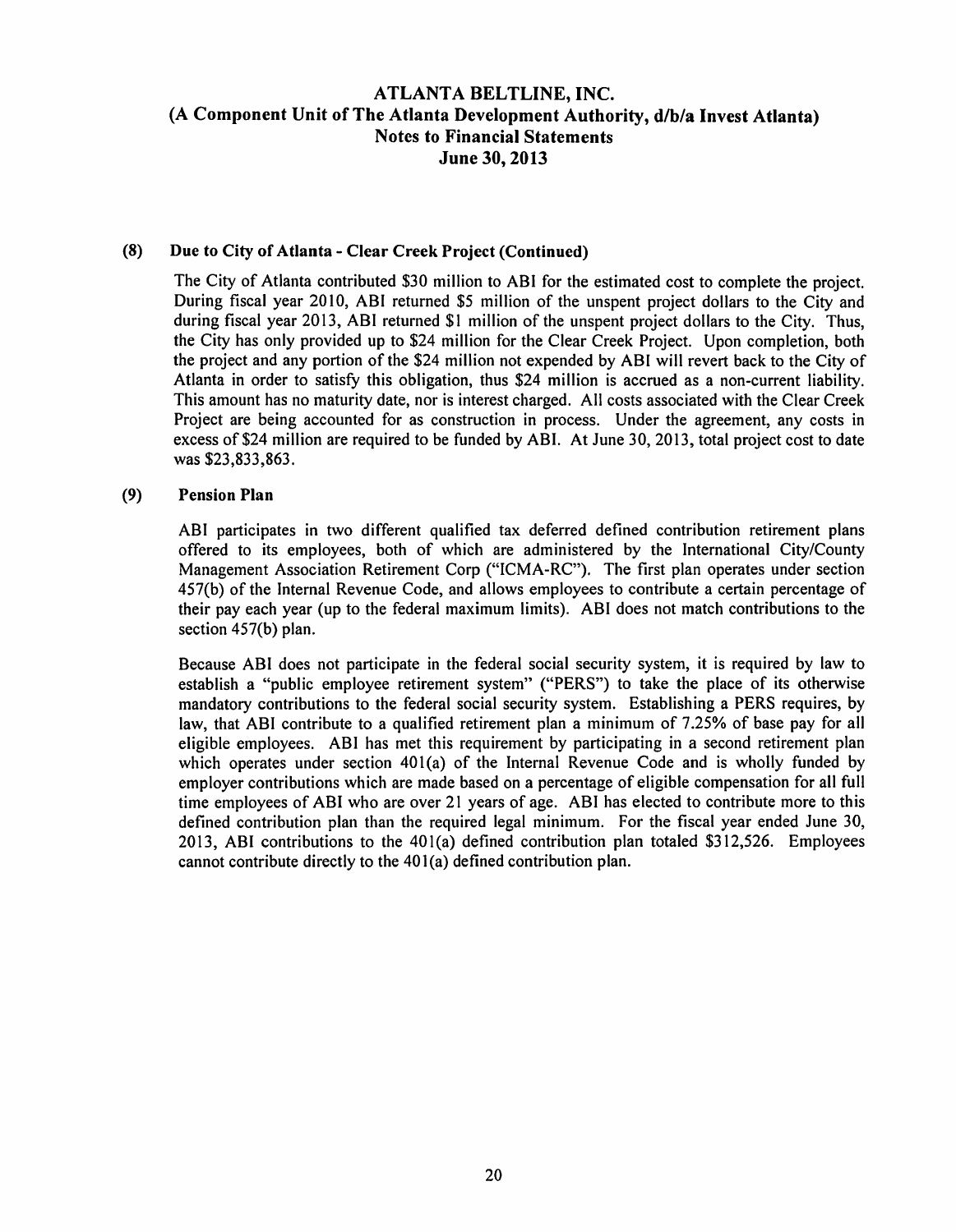# ATLANTA BELTLINE, INC.
## (A Component Unit of The Atlanta Development Authority, d/b/a Invest Atlanta)
## Notes to Financial Statements
## June 30, 2013

### (8) Due to City of Atlanta - Clear Creek Project (Continued)

The City of Atlanta contributed $30 million to ABI for the estimated cost to complete the project. During fiscal year 2010, ABI returned $5 million of the unspent project dollars to the City and during fiscal year 2013, ABI returned $1 million of the unspent project dollars to the City. Thus, the City has only provided up to $24 million for the Clear Creek Project. Upon completion, both the project and any portion of the $24 million not expended by ABI will revert back to the City of Atlanta in order to satisfy this obligation, thus $24 million is accrued as a non-current liability. This amount has no maturity date, nor is interest charged. All costs associated with the Clear Creek Project are being accounted for as construction in process. Under the agreement, any costs in excess of $24 million are required to be funded by ABI. At June 30, 2013, total project cost to date was $23,833,863.

### (9) Pension Plan

ABI participates in two different qualified tax deferred defined contribution retirement plans offered to its employees, both of which are administered by the International City/County Management Association Retirement Corp ("ICMA-RC"). The first plan operates under section 457(b) of the Internal Revenue Code, and allows employees to contribute a certain percentage of their pay each year (up to the federal maximum limits). ABI does not match contributions to the section 457(b) plan.

Because ABI does not participate in the federal social security system, it is required by law to establish a "public employee retirement system" ("PERS") to take the place of its otherwise mandatory contributions to the federal social security system. Establishing a PERS requires, by law, that ABI contribute to a qualified retirement plan a minimum of 7.25% of base pay for all eligible employees. ABI has met this requirement by participating in a second retirement plan which operates under section 401(a) of the Internal Revenue Code and is wholly funded by employer contributions which are made based on a percentage of eligible compensation for all full time employees of ABI who are over 21 years of age. ABI has elected to contribute more to this defined contribution plan than the required legal minimum. For the fiscal year ended June 30, 2013, ABI contributions to the 401(a) defined contribution plan totaled $312,526. Employees cannot contribute directly to the 401(a) defined contribution plan.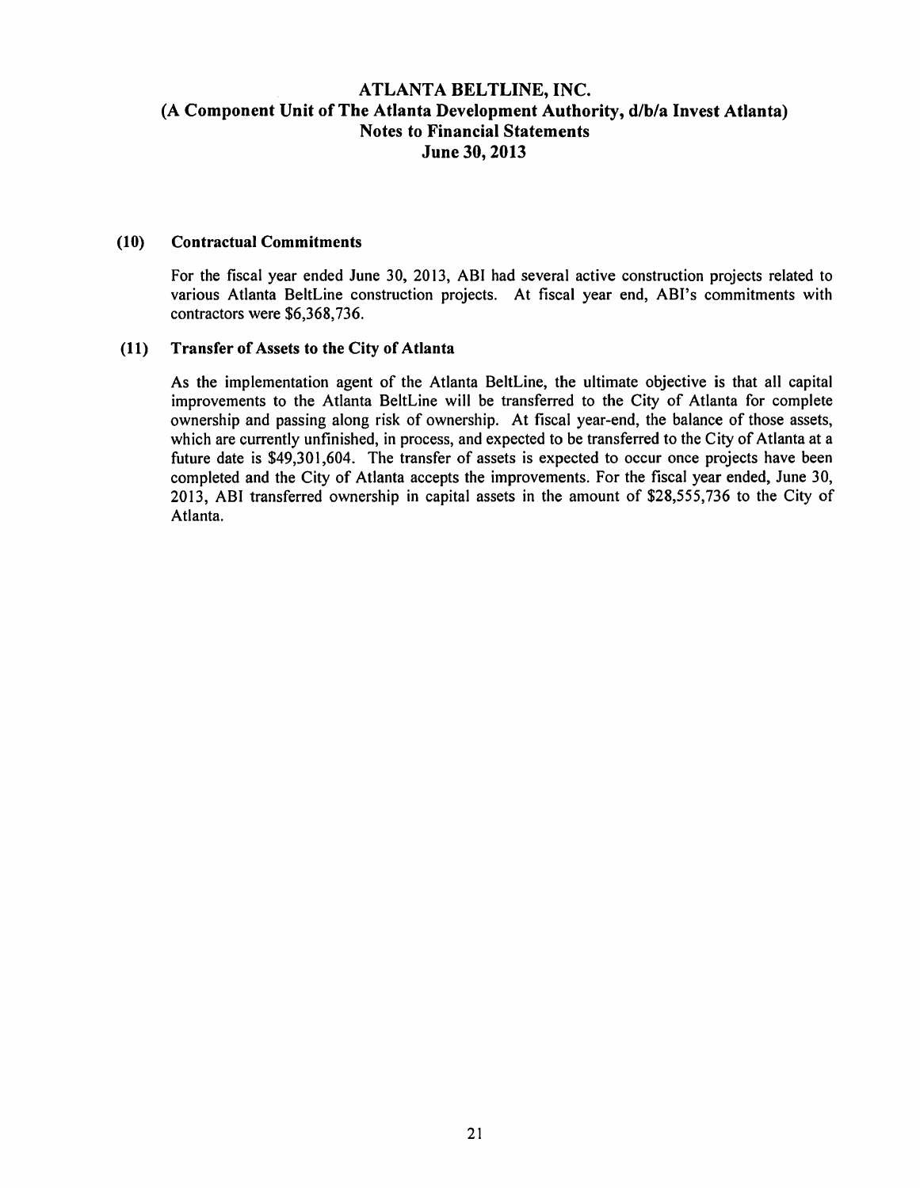# ATLANTA BELTLINE, INC.
## (A Component Unit of The Atlanta Development Authority, d/b/a Invest Atlanta)
## Notes to Financial Statements
## June 30, 2013

### (10) Contractual Commitments

For the fiscal year ended June 30, 2013, ABI had several active construction projects related to various Atlanta BeltLine construction projects. At fiscal year end, ABI's commitments with contractors were $6,368,736.

### (11) Transfer of Assets to the City of Atlanta

As the implementation agent of the Atlanta BeltLine, the ultimate objective is that all capital improvements to the Atlanta BeltLine will be transferred to the City of Atlanta for complete ownership and passing along risk of ownership. At fiscal year-end, the balance of those assets, which are currently unfinished, in process, and expected to be transferred to the City of Atlanta at a future date is $49,301,604. The transfer of assets is expected to occur once projects have been completed and the City of Atlanta accepts the improvements. For the fiscal year ended, June 30, 2013, ABI transferred ownership in capital assets in the amount of $28,555,736 to the City of Atlanta.